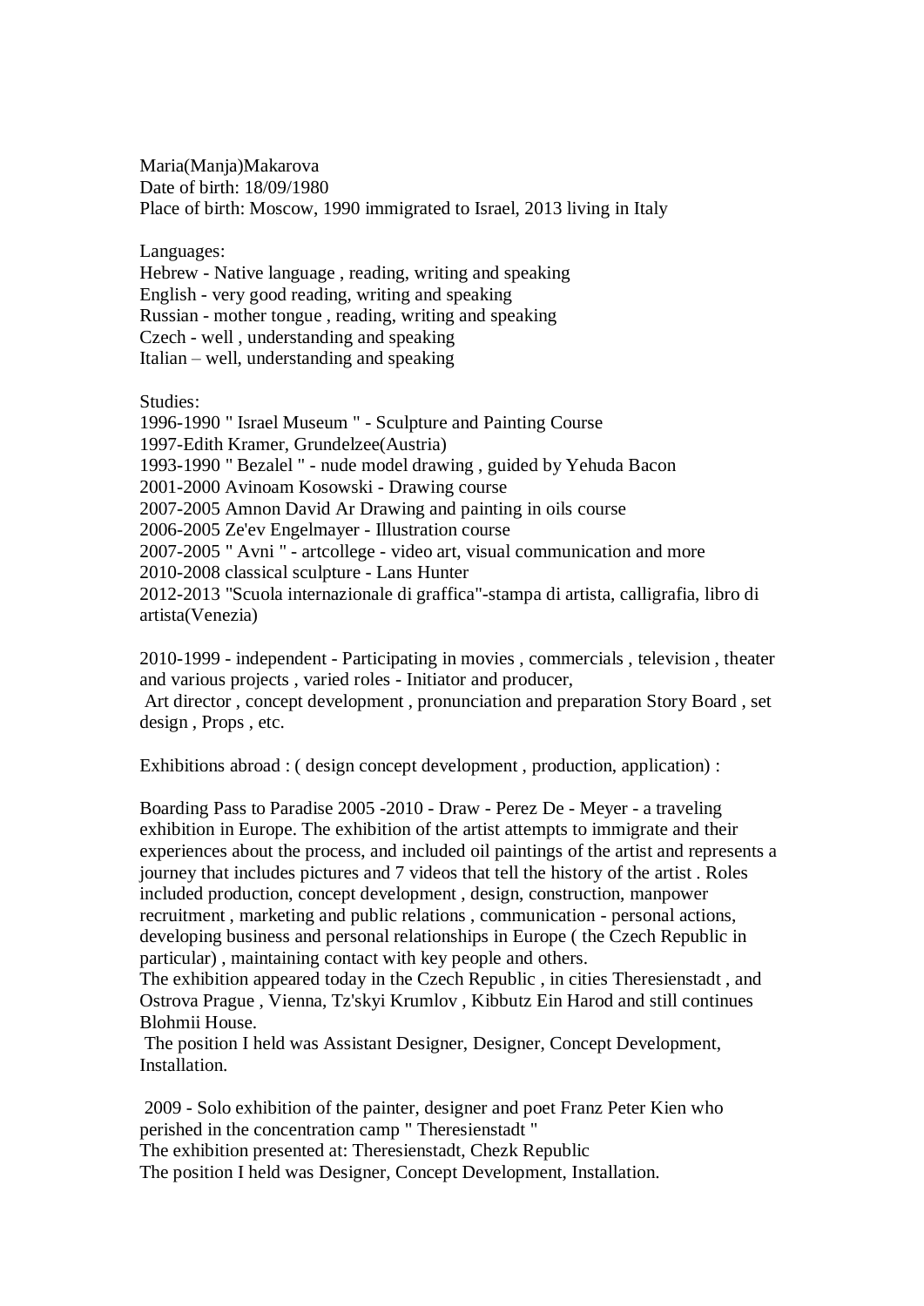Maria(Manja)Makarova
Date of birth: 18/09/1980
Place of birth: Moscow, 1990 immigrated to Israel, 2013 living in Italy

Languages:
Hebrew - Native language , reading, writing and speaking
English - very good reading, writing and speaking
Russian - mother tongue , reading, writing and speaking
Czech - well , understanding and speaking
Italian – well, understanding and speaking

Studies:
1996-1990 " Israel Museum " - Sculpture and Painting Course
1997-Edith Kramer, Grundelzee(Austria)
1993-1990 " Bezalel " - nude model drawing , guided by Yehuda Bacon
2001-2000 Avinoam Kosowski - Drawing course
2007-2005 Amnon David Ar Drawing and painting in oils course
2006-2005 Ze'ev Engelmayer - Illustration course
2007-2005 " Avni " - artcollege - video art, visual communication and more
2010-2008 classical sculpture - Lans Hunter
2012-2013 "Scuola internazionale di graffica"-stampa di artista, calligrafia, libro di artista(Venezia)

2010-1999 - independent - Participating in movies , commercials , television , theater and various projects , varied roles - Initiator and producer,
Art director , concept development , pronunciation and preparation Story Board , set design , Props , etc.

Exhibitions abroad : ( design concept development , production, application) :

Boarding Pass to Paradise 2005 -2010 - Draw - Perez De - Meyer - a traveling exhibition in Europe. The exhibition of the artist attempts to immigrate and their experiences about the process, and included oil paintings of the artist and represents a journey that includes pictures and 7 videos that tell the history of the artist . Roles included production, concept development , design, construction, manpower recruitment , marketing and public relations , communication - personal actions, developing business and personal relationships in Europe ( the Czech Republic in particular) , maintaining contact with key people and others.
The exhibition appeared today in the Czech Republic , in cities Theresienstadt , and Ostrova Prague , Vienna, Tz'skyi Krumlov , Kibbutz Ein Harod and still continues Blohmii House.
The position I held was Assistant Designer, Designer, Concept Development, Installation.

2009 - Solo exhibition of the painter, designer and poet Franz Peter Kien who perished in the concentration camp " Theresienstadt "
The exhibition presented at: Theresienstadt, Chezk Republic
The position I held was Designer, Concept Development, Installation.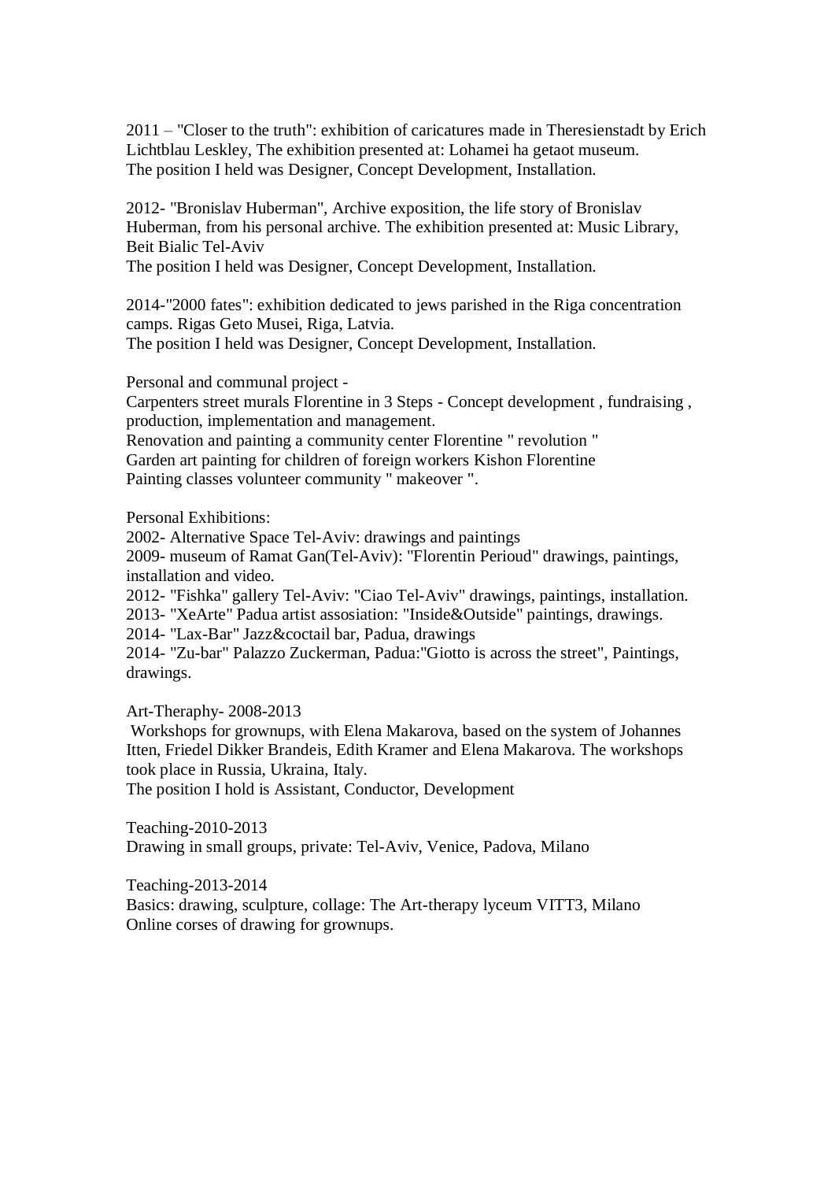2011 – "Closer to the truth": exhibition of caricatures made in Theresienstadt by Erich Lichtblau Leskley, The exhibition presented at: Lohamei ha getaot museum.
The position I held was Designer, Concept Development, Installation.

2012- "Bronislav Huberman", Archive exposition, the life story of Bronislav Huberman, from his personal archive. The exhibition presented at: Music Library, Beit Bialic Tel-Aviv
The position I held was Designer, Concept Development, Installation.

2014-"2000 fates": exhibition dedicated to jews parished in the Riga concentration camps. Rigas Geto Musei, Riga, Latvia.
The position I held was Designer, Concept Development, Installation.

Personal and communal project -
Carpenters street murals Florentine in 3 Steps - Concept development , fundraising , production, implementation and management.
Renovation and painting a community center Florentine " revolution "
Garden art painting for children of foreign workers Kishon Florentine
Painting classes volunteer community " makeover ".

Personal Exhibitions:
2002- Alternative Space Tel-Aviv: drawings and paintings
2009- museum of Ramat Gan(Tel-Aviv): "Florentin Perioud" drawings, paintings, installation and video.
2012- "Fishka" gallery Tel-Aviv: "Ciao Tel-Aviv" drawings, paintings, installation.
2013- "XeArte" Padua artist assosiation: "Inside&Outside" paintings, drawings.
2014- "Lax-Bar" Jazz&coctail bar, Padua, drawings
2014- "Zu-bar" Palazzo Zuckerman, Padua:"Giotto is across the street", Paintings, drawings.

Art-Theraphy- 2008-2013
Workshops for grownups, with Elena Makarova, based on the system of Johannes Itten, Friedel Dikker Brandeis, Edith Kramer and Elena Makarova. The workshops took place in Russia, Ukraina, Italy.
The position I hold is Assistant, Conductor, Development

Teaching-2010-2013
Drawing in small groups, private: Tel-Aviv, Venice, Padova, Milano

Teaching-2013-2014
Basics: drawing, sculpture, collage: The Art-therapy lyceum VITT3, Milano
Online corses of drawing for grownups.